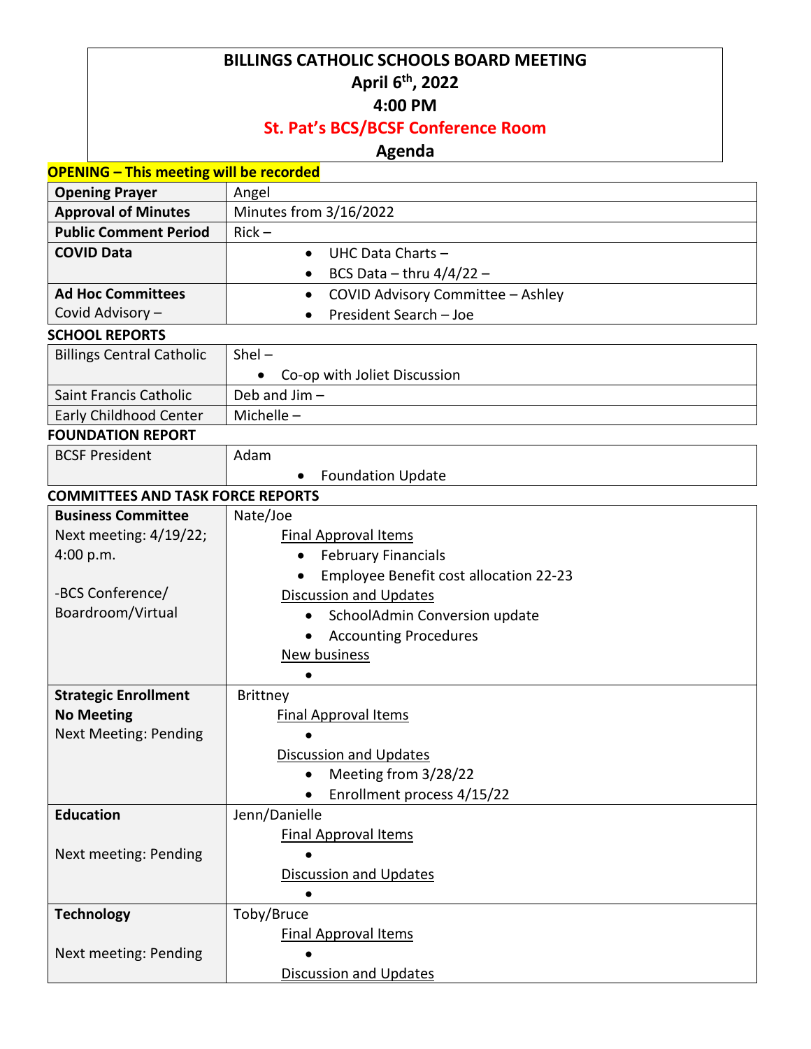# BILLINGS CATHOLIC SCHOOLS BOARD MEETING

**April 6th, 2022**

**4:00 PM**

**St. Pat's BCS/BCSF Conference Room**

**Agenda**

**OPENING – This meeting will be recorded**

| | |
|---|---|
| **Opening Prayer** | Angel |
| **Approval of Minutes** | Minutes from 3/16/2022 |
| **Public Comment Period** | Rick – |
| **COVID Data** | • UHC Data Charts – <br> • BCS Data – thru 4/4/22 – |
| **Ad Hoc Committees** <br> Covid Advisory – | • COVID Advisory Committee – Ashley <br> • President Search – Joe |

**SCHOOL REPORTS**

| | |
|---|---|
| Billings Central Catholic | Shel – <br> • Co-op with Joliet Discussion |
| Saint Francis Catholic | Deb and Jim – |
| Early Childhood Center | Michelle – |

**FOUNDATION REPORT**

| | |
|---|---|
| BCSF President | Adam <br> • Foundation Update |

**COMMITTEES AND TASK FORCE REPORTS**

| | |
|---|---|
| **Business Committee** <br> Next meeting: 4/19/22; 4:00 p.m. <br><br> -BCS Conference/ Boardroom/Virtual | Nate/Joe <br> Final Approval Items <br> • February Financials <br> • Employee Benefit cost allocation 22-23 <br> Discussion and Updates <br> • SchoolAdmin Conversion update <br> • Accounting Procedures <br> New business <br> • |
| **Strategic Enrollment** <br> **No Meeting** <br> Next Meeting: Pending | Brittney <br> Final Approval Items <br> • <br> Discussion and Updates <br> • Meeting from 3/28/22 <br> • Enrollment process 4/15/22 |
| **Education** <br><br> Next meeting: Pending | Jenn/Danielle <br> Final Approval Items <br> • <br> Discussion and Updates <br> • |
| **Technology** <br><br> Next meeting: Pending | Toby/Bruce <br> Final Approval Items <br> • <br> Discussion and Updates |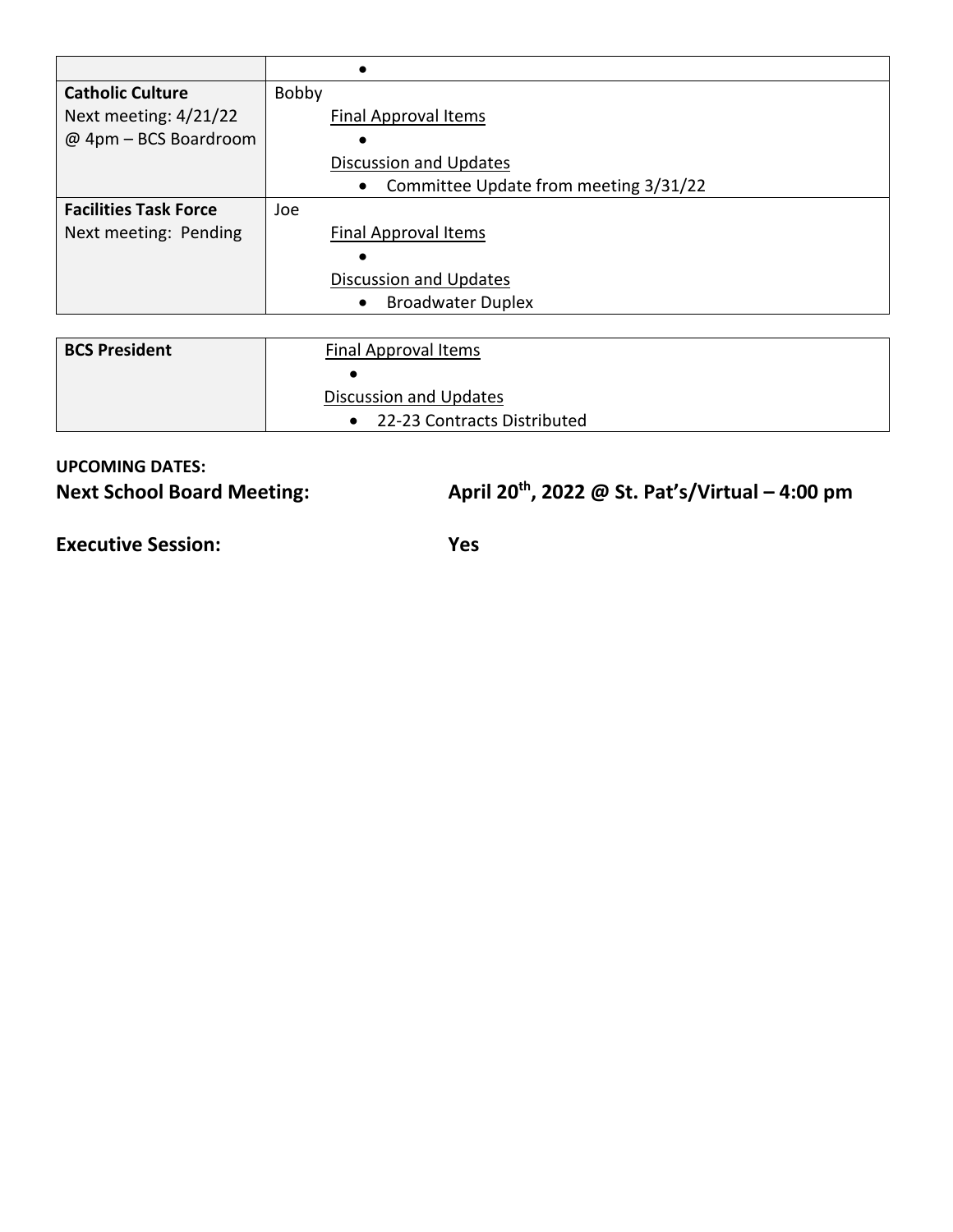| | |
|---|---|
| | • |
| **Catholic Culture**<br>Next meeting: 4/21/22 @ 4pm – BCS Boardroom | Bobby<br>Final Approval Items<br>•<br>Discussion and Updates<br>• Committee Update from meeting 3/31/22 |
| **Facilities Task Force**<br>Next meeting: Pending | Joe<br>Final Approval Items<br>•<br>Discussion and Updates<br>• Broadwater Duplex |

| | |
|---|---|
| **BCS President** | Final Approval Items<br>•<br>Discussion and Updates<br>• 22-23 Contracts Distributed |

**UPCOMING DATES:**

**Next School Board Meeting:** **April 20th, 2022 @ St. Pat's/Virtual – 4:00 pm**

**Executive Session:** **Yes**